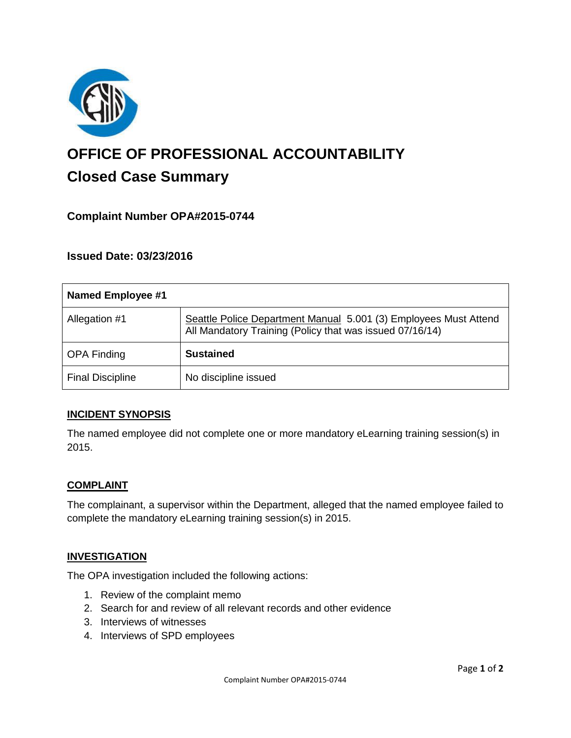# OFFICE OF PROFESSIONAL ACCOUNTABILITY

## Closed Case Summary

### Complaint Number OPA#2015-0744

### Issued Date: 03/23/2016

| Named Employee #1 | |
|---|---|
| Allegation #1 | Seattle Police Department Manual 5.001 (3) Employees Must Attend All Mandatory Training (Policy that was issued 07/16/14) |
| OPA Finding | **Sustained** |
| Final Discipline | No discipline issued |

### INCIDENT SYNOPSIS

The named employee did not complete one or more mandatory eLearning training session(s) in 2015.

### COMPLAINT

The complainant, a supervisor within the Department, alleged that the named employee failed to complete the mandatory eLearning training session(s) in 2015.

### INVESTIGATION

The OPA investigation included the following actions:

1. Review of the complaint memo
2. Search for and review of all relevant records and other evidence
3. Interviews of witnesses
4. Interviews of SPD employees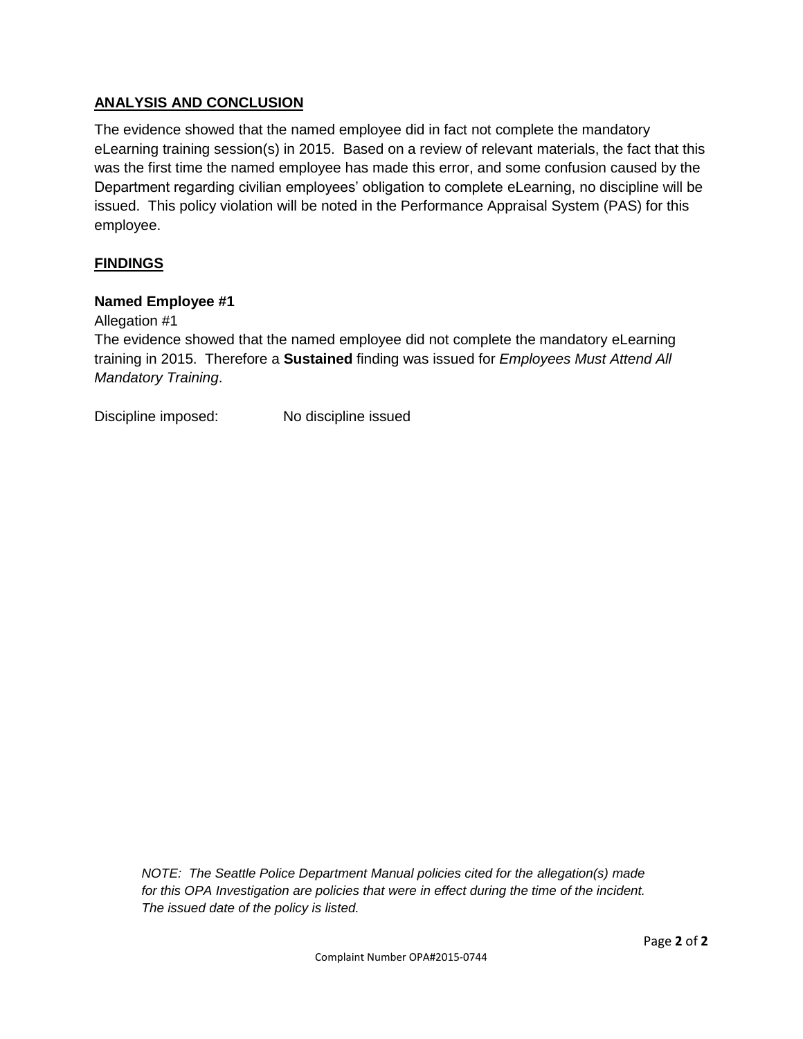## ANALYSIS AND CONCLUSION

The evidence showed that the named employee did in fact not complete the mandatory eLearning training session(s) in 2015. Based on a review of relevant materials, the fact that this was the first time the named employee has made this error, and some confusion caused by the Department regarding civilian employees' obligation to complete eLearning, no discipline will be issued. This policy violation will be noted in the Performance Appraisal System (PAS) for this employee.

## FINDINGS

**Named Employee #1**

Allegation #1

The evidence showed that the named employee did not complete the mandatory eLearning training in 2015. Therefore a **Sustained** finding was issued for *Employees Must Attend All Mandatory Training*.

Discipline imposed: No discipline issued

*NOTE: The Seattle Police Department Manual policies cited for the allegation(s) made for this OPA Investigation are policies that were in effect during the time of the incident. The issued date of the policy is listed.*

Complaint Number OPA#2015-0744